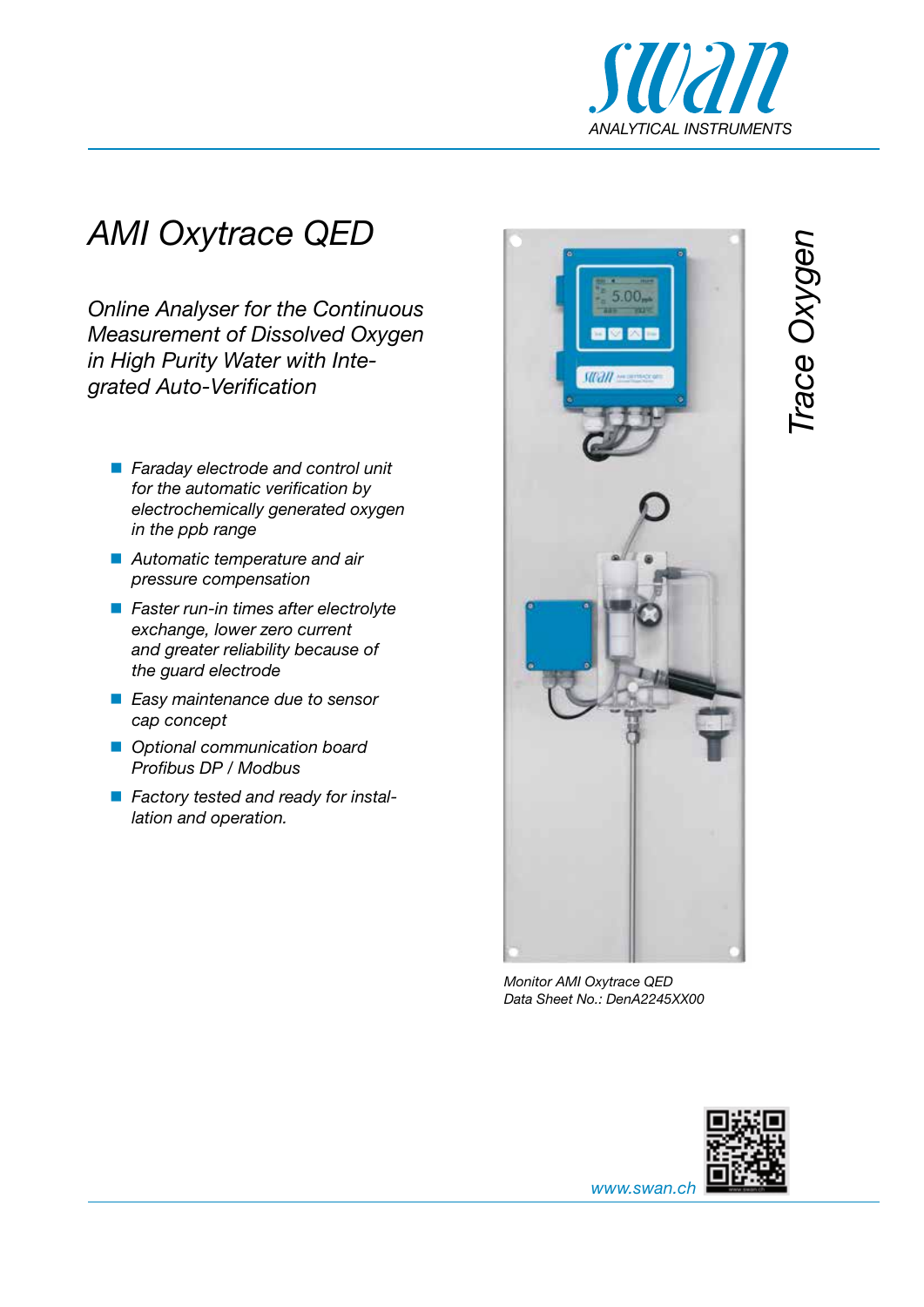swan
ANALYTICAL INSTRUMENTS

# AMI Oxytrace QED

*Online Analyser for the Continuous Measurement of Dissolved Oxygen in High Purity Water with Integrated Auto-Verification*

- *Faraday electrode and control unit for the automatic verification by electrochemically generated oxygen in the ppb range*
- *Automatic temperature and air pressure compensation*
- *Faster run-in times after electrolyte exchange, lower zero current and greater reliability because of the guard electrode*
- *Easy maintenance due to sensor cap concept*
- *Optional communication board Profibus DP / Modbus*
- *Factory tested and ready for installation and operation.*

*Trace Oxygen*

*Monitor AMI Oxytrace QED*
*Data Sheet No.: DenA2245XX00*

www.swan.ch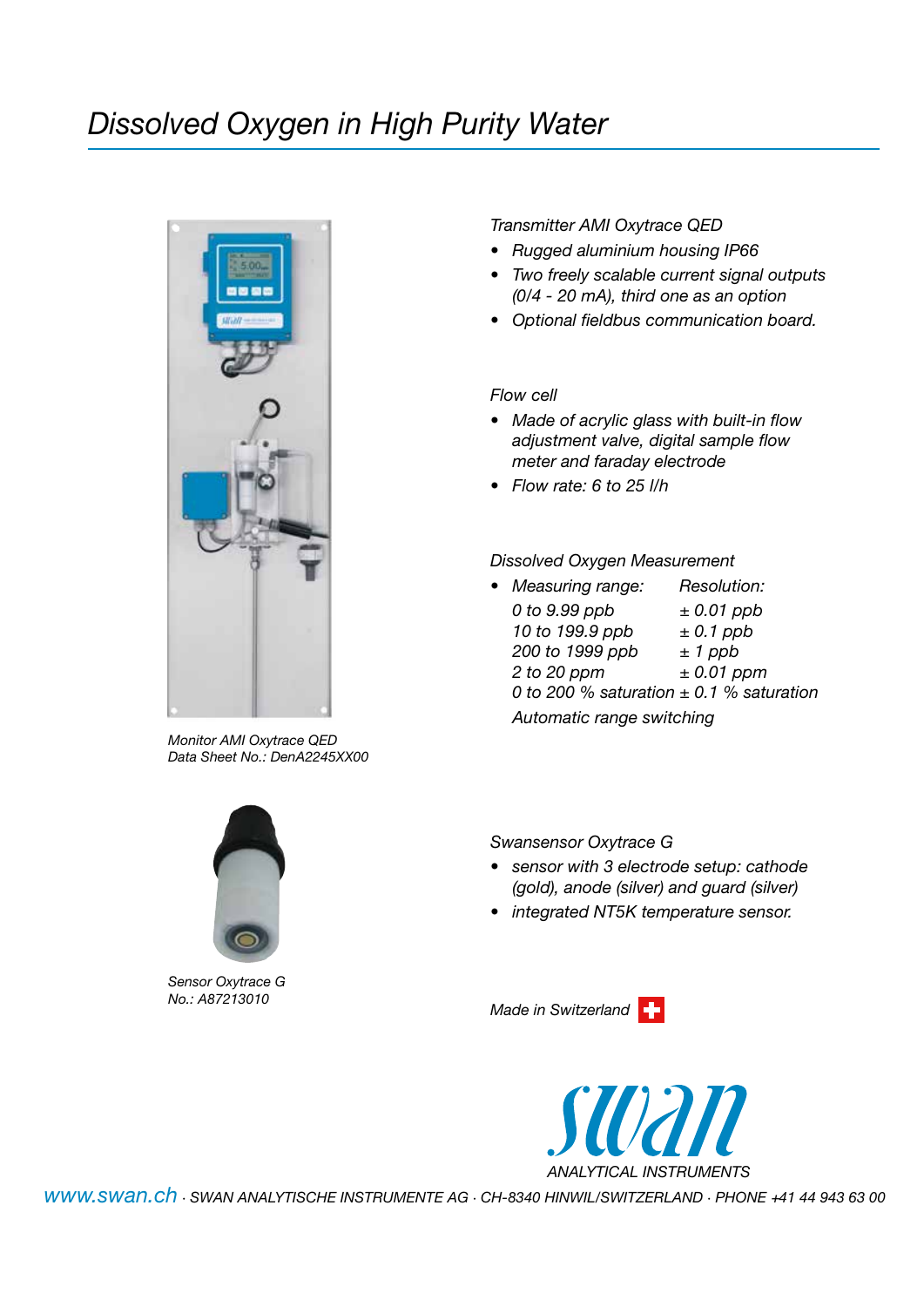# Dissolved Oxygen in High Purity Water

Monitor AMI Oxytrace QED
Data Sheet No.: DenA2245XX00

*Transmitter AMI Oxytrace QED*

- *Rugged aluminium housing IP66*
- *Two freely scalable current signal outputs (0/4 - 20 mA), third one as an option*
- *Optional fieldbus communication board.*

*Flow cell*

- *Made of acrylic glass with built-in flow adjustment valve, digital sample flow meter and faraday electrode*
- *Flow rate: 6 to 25 l/h*

*Dissolved Oxygen Measurement*

- *Measuring range:*

| Measuring range: | Resolution: |
|---|---|
| 0 to 9.99 ppb | ± 0.01 ppb |
| 10 to 199.9 ppb | ± 0.1 ppb |
| 200 to 1999 ppb | ± 1 ppb |
| 2 to 20 ppm | ± 0.01 ppm |
| 0 to 200 % saturation | ± 0.1 % saturation |

*Automatic range switching*

Sensor Oxytrace G
No.: A87213010

*Swansensor Oxytrace G*

- *sensor with 3 electrode setup: cathode (gold), anode (silver) and guard (silver)*
- *integrated NT5K temperature sensor.*

*Made in Switzerland*

swan
ANALYTICAL INSTRUMENTS

www.swan.ch · SWAN ANALYTISCHE INSTRUMENTE AG · CH-8340 HINWIL/SWITZERLAND · PHONE +41 44 943 63 00